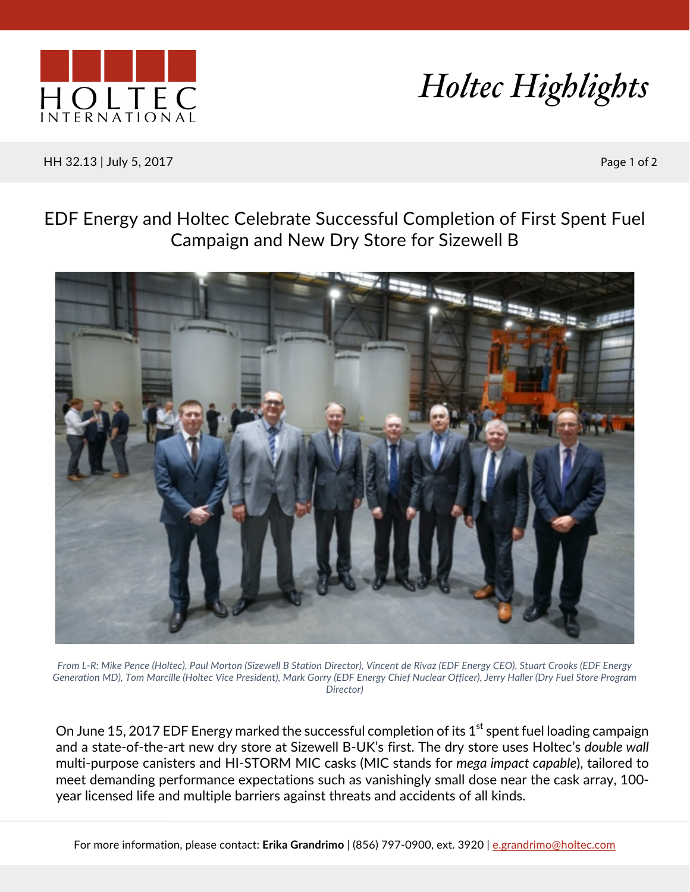# EDF Energy and Holtec Celebrate Successful Completion of First Spent Fuel Campaign and New Dry Store for Sizewell B

*From L-R: Mike Pence (Holtec), Paul Morton (Sizewell B Station Director), Vincent de Rivaz (EDF Energy CEO), Stuart Crooks (EDF Energy Generation MD), Tom Marcille (Holtec Vice President), Mark Gorry (EDF Energy Chief Nuclear Officer), Jerry Haller (Dry Fuel Store Program Director)*

On June 15, 2017 EDF Energy marked the successful completion of its 1st spent fuel loading campaign and a state-of-the-art new dry store at Sizewell B-UK's first. The dry store uses Holtec's *double wall* multi-purpose canisters and HI-STORM MIC casks (MIC stands for *mega impact capable*), tailored to meet demanding performance expectations such as vanishingly small dose near the cask array, 100-year licensed life and multiple barriers against threats and accidents of all kinds.

For more information, please contact: **Erika Grandrimo** | (856) 797-0900, ext. 3920 | e.grandrimo@holtec.com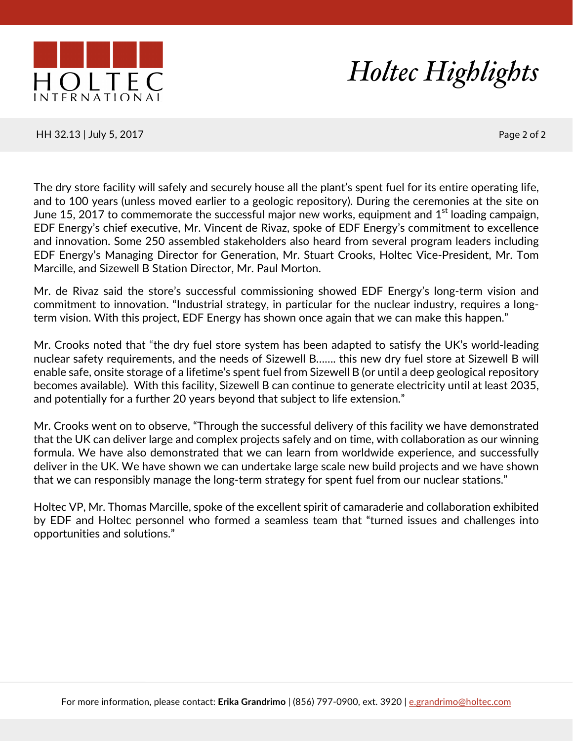The dry store facility will safely and securely house all the plant's spent fuel for its entire operating life, and to 100 years (unless moved earlier to a geologic repository). During the ceremonies at the site on June 15, 2017 to commemorate the successful major new works, equipment and 1st loading campaign, EDF Energy's chief executive, Mr. Vincent de Rivaz, spoke of EDF Energy's commitment to excellence and innovation. Some 250 assembled stakeholders also heard from several program leaders including EDF Energy's Managing Director for Generation, Mr. Stuart Crooks, Holtec Vice-President, Mr. Tom Marcille, and Sizewell B Station Director, Mr. Paul Morton.

Mr. de Rivaz said the store's successful commissioning showed EDF Energy's long-term vision and commitment to innovation. "Industrial strategy, in particular for the nuclear industry, requires a long-term vision. With this project, EDF Energy has shown once again that we can make this happen."

Mr. Crooks noted that "the dry fuel store system has been adapted to satisfy the UK's world-leading nuclear safety requirements, and the needs of Sizewell B……. this new dry fuel store at Sizewell B will enable safe, onsite storage of a lifetime's spent fuel from Sizewell B (or until a deep geological repository becomes available). With this facility, Sizewell B can continue to generate electricity until at least 2035, and potentially for a further 20 years beyond that subject to life extension."

Mr. Crooks went on to observe, "Through the successful delivery of this facility we have demonstrated that the UK can deliver large and complex projects safely and on time, with collaboration as our winning formula. We have also demonstrated that we can learn from worldwide experience, and successfully deliver in the UK. We have shown we can undertake large scale new build projects and we have shown that we can responsibly manage the long-term strategy for spent fuel from our nuclear stations."

Holtec VP, Mr. Thomas Marcille, spoke of the excellent spirit of camaraderie and collaboration exhibited by EDF and Holtec personnel who formed a seamless team that "turned issues and challenges into opportunities and solutions."

For more information, please contact: **Erika Grandrimo** | (856) 797-0900, ext. 3920 | e.grandrimo@holtec.com